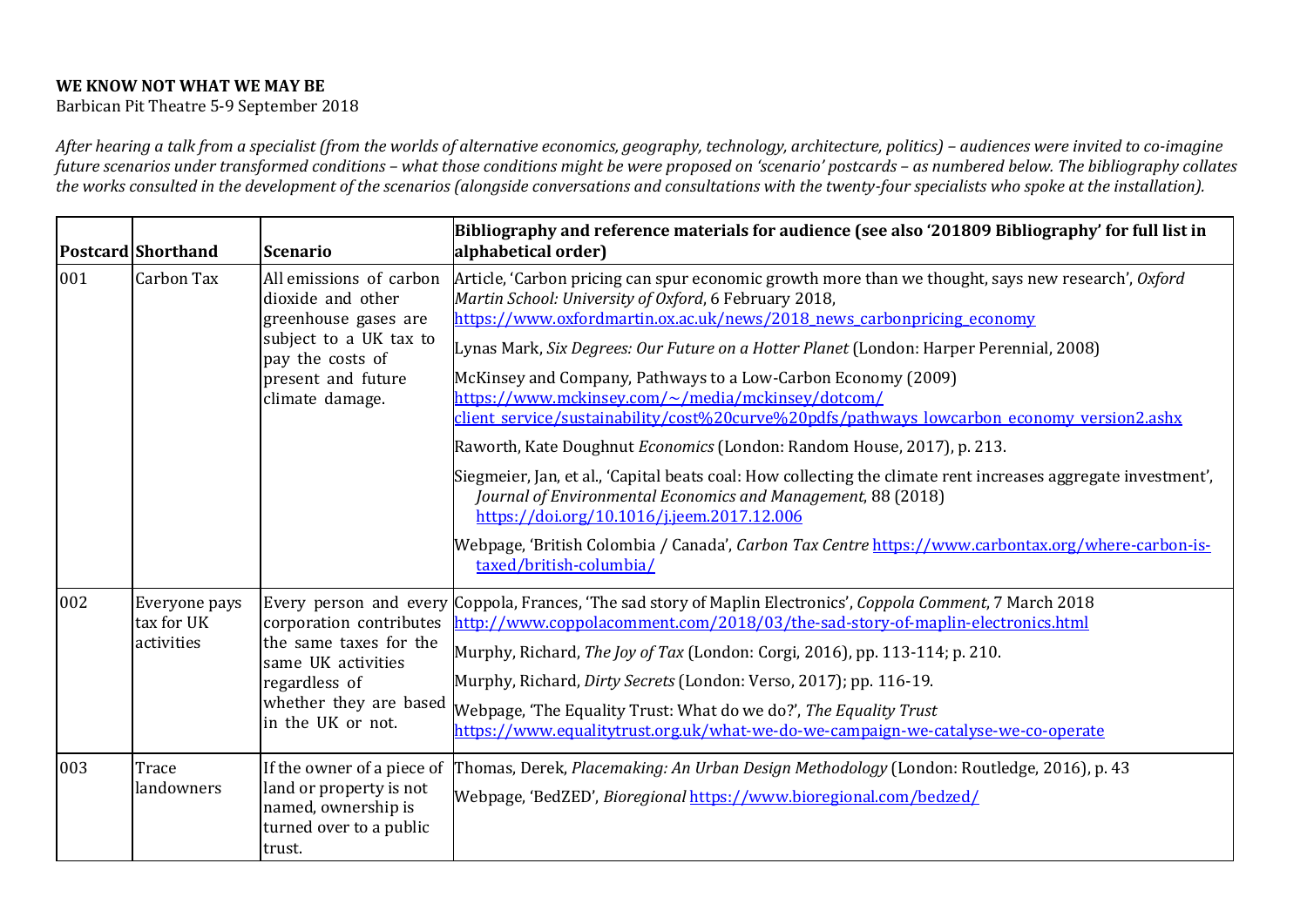**WE KNOW NOT WHAT WE MAY BE**
Barbican Pit Theatre 5-9 September 2018

*After hearing a talk from a specialist (from the worlds of alternative economics, geography, technology, architecture, politics) – audiences were invited to co-imagine future scenarios under transformed conditions – what those conditions might be were proposed on 'scenario' postcards – as numbered below. The bibliography collates the works consulted in the development of the scenarios (alongside conversations and consultations with the twenty-four specialists who spoke at the installation).*

| Postcard | Shorthand | Scenario | Bibliography and reference materials for audience (see also '201809 Bibliography' for full list in alphabetical order) |
|---|---|---|---|
| 001 | Carbon Tax | All emissions of carbon dioxide and other greenhouse gases are subject to a UK tax to pay the costs of present and future climate damage. | Article, 'Carbon pricing can spur economic growth more than we thought, says new research', *Oxford Martin School: University of Oxford*, 6 February 2018, https://www.oxfordmartin.ox.ac.uk/news/2018_news_carbonpricing_economy<br><br>Lynas Mark, *Six Degrees: Our Future on a Hotter Planet* (London: Harper Perennial, 2008)<br><br>McKinsey and Company, Pathways to a Low-Carbon Economy (2009) https://www.mckinsey.com/~/media/mckinsey/dotcom/client_service/sustainability/cost%20curve%20pdfs/pathways_lowcarbon_economy_version2.ashx<br><br>Raworth, Kate Doughnut *Economics* (London: Random House, 2017), p. 213.<br><br>Siegmeier, Jan, et al., 'Capital beats coal: How collecting the climate rent increases aggregate investment', *Journal of Environmental Economics and Management*, 88 (2018) https://doi.org/10.1016/j.jeem.2017.12.006<br><br>Webpage, 'British Colombia / Canada', *Carbon Tax Centre* https://www.carbontax.org/where-carbon-is-taxed/british-columbia/ |
| 002 | Everyone pays tax for UK activities | Every person and every corporation contributes the same taxes for the same UK activities regardless of whether they are based in the UK or not. | Coppola, Frances, 'The sad story of Maplin Electronics', *Coppola Comment*, 7 March 2018 http://www.coppolacomment.com/2018/03/the-sad-story-of-maplin-electronics.html<br><br>Murphy, Richard, *The Joy of Tax* (London: Corgi, 2016), pp. 113-114; p. 210.<br><br>Murphy, Richard, *Dirty Secrets* (London: Verso, 2017); pp. 116-19.<br><br>Webpage, 'The Equality Trust: What do we do?', *The Equality Trust* https://www.equalitytrust.org.uk/what-we-do-we-campaign-we-catalyse-we-co-operate |
| 003 | Trace landowners | If the owner of a piece of land or property is not named, ownership is turned over to a public trust. | Thomas, Derek, *Placemaking: An Urban Design Methodology* (London: Routledge, 2016), p. 43<br><br>Webpage, 'BedZED', *Bioregional* https://www.bioregional.com/bedzed/ |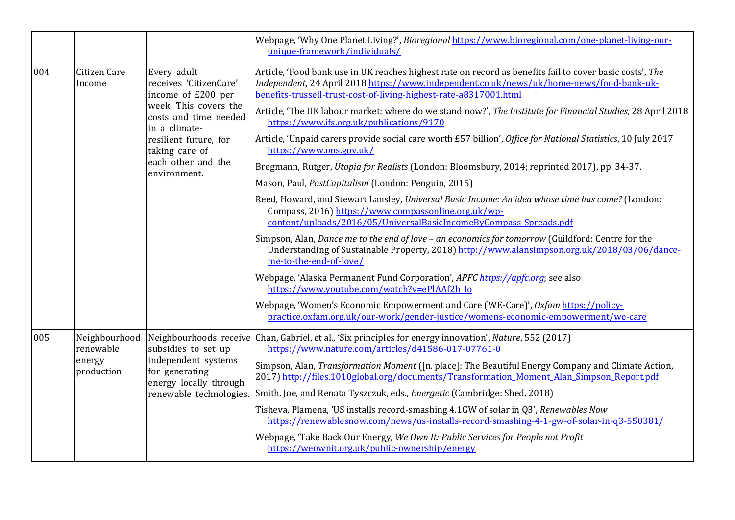| | | | |
|---|---|---|---|
| | | | Webpage, 'Why One Planet Living?', *Bioregional* https://www.bioregional.com/one-planet-living-our-unique-framework/individuals/ |
| 004 | Citizen Care Income | Every adult receives 'CitizenCare' income of £200 per week. This covers the costs and time needed in a climate-resilient future, for taking care of each other and the environment. | Article, 'Food bank use in UK reaches highest rate on record as benefits fail to cover basic costs', *The Independent*, 24 April 2018 https://www.independent.co.uk/news/uk/home-news/food-bank-uk-benefits-trussell-trust-cost-of-living-highest-rate-a8317001.html<br><br>Article, 'The UK labour market: where do we stand now?', *The Institute for Financial Studies*, 28 April 2018 https://www.ifs.org.uk/publications/9170<br><br>Article, 'Unpaid carers provide social care worth £57 billion', *Office for National Statistics*, 10 July 2017 https://www.ons.gov.uk/<br><br>Bregmann, Rutger, *Utopia for Realists* (London: Bloomsbury, 2014; reprinted 2017), pp. 34-37.<br><br>Mason, Paul, *PostCapitalism* (London: Penguin, 2015)<br><br>Reed, Howard, and Stewart Lansley, *Universal Basic Income: An idea whose time has come?* (London: Compass, 2016) https://www.compassonline.org.uk/wp-content/uploads/2016/05/UniversalBasicIncomeByCompass-Spreads.pdf<br><br>Simpson, Alan, *Dance me to the end of love – an economics for tomorrow* (Guildford: Centre for the Understanding of Sustainable Property, 2018) http://www.alansimpson.org.uk/2018/03/06/dance-me-to-the-end-of-love/<br><br>Webpage, 'Alaska Permanent Fund Corporation', *APFC* *https://apfc.org*; see also https://www.youtube.com/watch?v=ePlAAf2b_Io<br><br>Webpage, 'Women's Economic Empowerment and Care (WE-Care)', *Oxfam* https://policy-practice.oxfam.org.uk/our-work/gender-justice/womens-economic-empowerment/we-care |
| 005 | Neighbourhood renewable energy production | Neighbourhoods receive subsidies to set up independent systems for generating energy locally through renewable technologies. | Chan, Gabriel, et al., 'Six principles for energy innovation', *Nature*, 552 (2017) https://www.nature.com/articles/d41586-017-07761-0<br><br>Simpson, Alan, *Transformation Moment* ([n. place]: The Beautiful Energy Company and Climate Action, 2017) http://files.1010global.org/documents/Transformation_Moment_Alan_Simpson_Report.pdf<br><br>Smith, Joe, and Renata Tyszczuk, eds., *Energetic* (Cambridge: Shed, 2018)<br><br>Tisheva, Plamena, 'US installs record-smashing 4.1GW of solar in Q3', *Renewables Now* https://renewablesnow.com/news/us-installs-record-smashing-4-1-gw-of-solar-in-q3-550381/<br><br>Webpage, 'Take Back Our Energy, *We Own It: Public Services for People not Profit* https://weownit.org.uk/public-ownership/energy |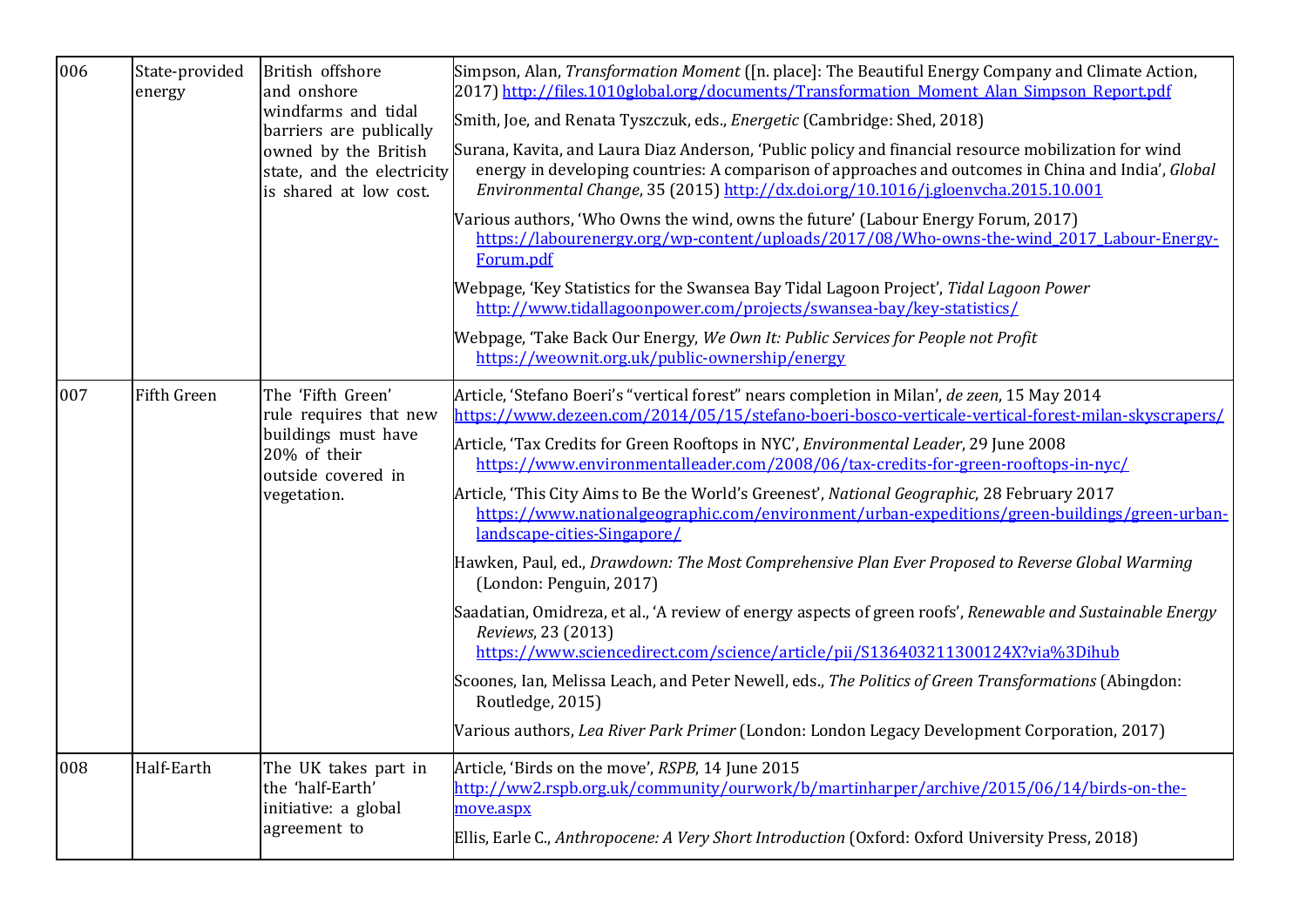| | | | |
|---|---|---|---|
| 006 | State-provided energy | British offshore and onshore windfarms and tidal barriers are publically owned by the British state, and the electricity is shared at low cost. | Simpson, Alan, *Transformation Moment* ([n. place]: The Beautiful Energy Company and Climate Action, 2017) http://files.1010global.org/documents/Transformation_Moment_Alan_Simpson_Report.pdf<br><br>Smith, Joe, and Renata Tyszczuk, eds., *Energetic* (Cambridge: Shed, 2018)<br><br>Surana, Kavita, and Laura Diaz Anderson, 'Public policy and financial resource mobilization for wind energy in developing countries: A comparison of approaches and outcomes in China and India', *Global Environmental Change*, 35 (2015) http://dx.doi.org/10.1016/j.gloenvcha.2015.10.001<br><br>Various authors, 'Who Owns the wind, owns the future' (Labour Energy Forum, 2017) https://labourenergy.org/wp-content/uploads/2017/08/Who-owns-the-wind_2017_Labour-Energy-Forum.pdf<br><br>Webpage, 'Key Statistics for the Swansea Bay Tidal Lagoon Project', *Tidal Lagoon Power* http://www.tidallagoonpower.com/projects/swansea-bay/key-statistics/<br><br>Webpage, 'Take Back Our Energy, *We Own It: Public Services for People not Profit* https://weownit.org.uk/public-ownership/energy |
| 007 | Fifth Green | The 'Fifth Green' rule requires that new buildings must have 20% of their outside covered in vegetation. | Article, 'Stefano Boeri's "vertical forest" nears completion in Milan', *de zeen*, 15 May 2014 https://www.dezeen.com/2014/05/15/stefano-boeri-bosco-verticale-vertical-forest-milan-skyscrapers/<br><br>Article, 'Tax Credits for Green Rooftops in NYC', *Environmental Leader*, 29 June 2008 https://www.environmentalleader.com/2008/06/tax-credits-for-green-rooftops-in-nyc/<br><br>Article, 'This City Aims to Be the World's Greenest', *National Geographic*, 28 February 2017 https://www.nationalgeographic.com/environment/urban-expeditions/green-buildings/green-urban-landscape-cities-Singapore/<br><br>Hawken, Paul, ed., *Drawdown: The Most Comprehensive Plan Ever Proposed to Reverse Global Warming* (London: Penguin, 2017)<br><br>Saadatian, Omidreza, et al., 'A review of energy aspects of green roofs', *Renewable and Sustainable Energy Reviews*, 23 (2013) https://www.sciencedirect.com/science/article/pii/S136403211300124X?via%3Dihub<br><br>Scoones, Ian, Melissa Leach, and Peter Newell, eds., *The Politics of Green Transformations* (Abingdon: Routledge, 2015)<br><br>Various authors, *Lea River Park Primer* (London: London Legacy Development Corporation, 2017) |
| 008 | Half-Earth | The UK takes part in the 'half-Earth' initiative: a global agreement to | Article, 'Birds on the move', *RSPB*, 14 June 2015 http://ww2.rspb.org.uk/community/ourwork/b/martinharper/archive/2015/06/14/birds-on-the-move.aspx<br><br>Ellis, Earle C., *Anthropocene: A Very Short Introduction* (Oxford: Oxford University Press, 2018) |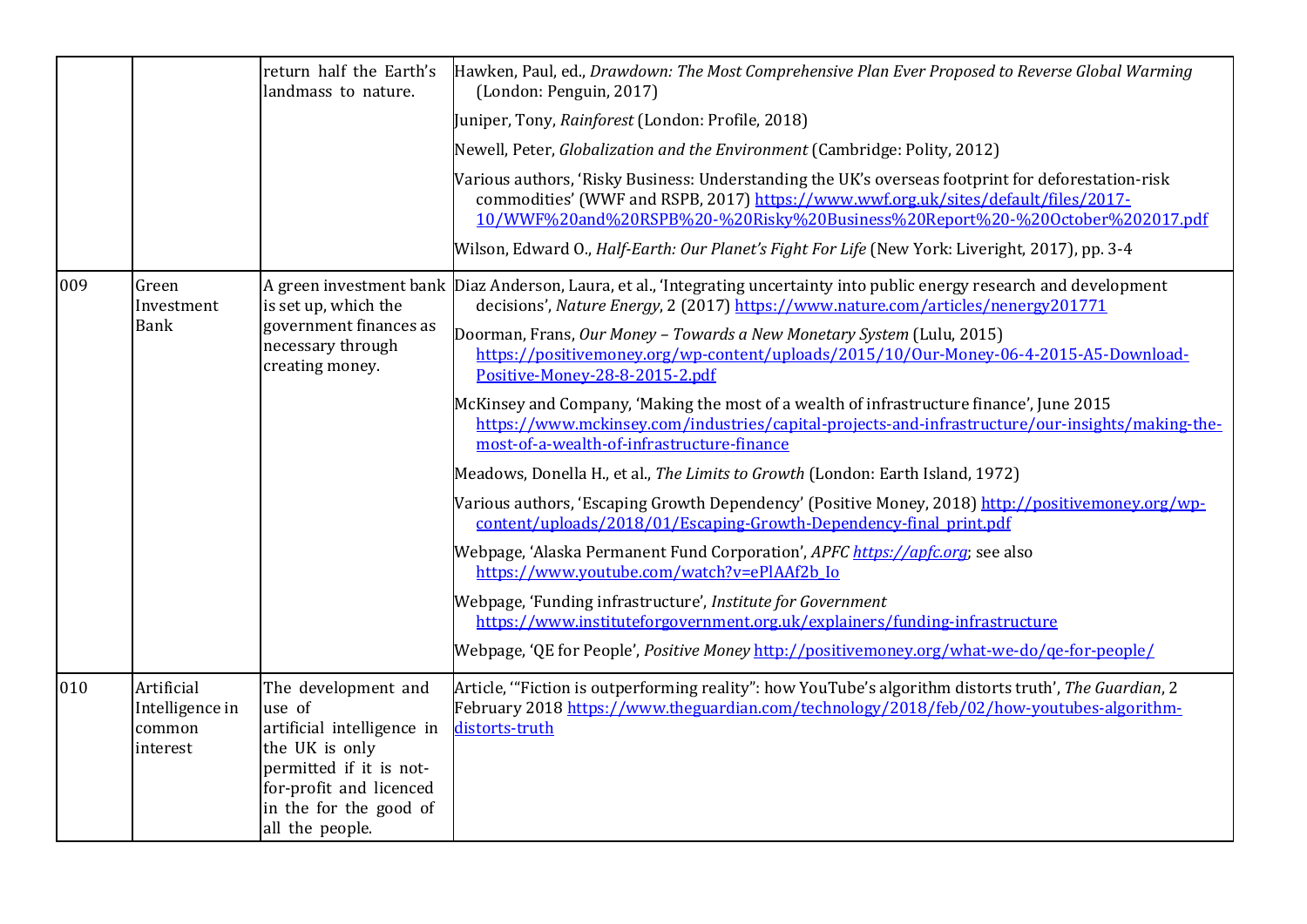| | | | |
|---|---|---|---|
| | | return half the Earth's landmass to nature. | Hawken, Paul, ed., *Drawdown: The Most Comprehensive Plan Ever Proposed to Reverse Global Warming* (London: Penguin, 2017)<br><br>Juniper, Tony, *Rainforest* (London: Profile, 2018)<br><br>Newell, Peter, *Globalization and the Environment* (Cambridge: Polity, 2012)<br><br>Various authors, 'Risky Business: Understanding the UK's overseas footprint for deforestation-risk commodities' (WWF and RSPB, 2017) https://www.wwf.org.uk/sites/default/files/2017-10/WWF%20and%20RSPB%20-%20Risky%20Business%20Report%20-%20October%202017.pdf<br><br>Wilson, Edward O., *Half-Earth: Our Planet's Fight For Life* (New York: Liveright, 2017), pp. 3-4 |
| 009 | Green Investment Bank | A green investment bank is set up, which the government finances as necessary through creating money. | Diaz Anderson, Laura, et al., 'Integrating uncertainty into public energy research and development decisions', *Nature Energy*, 2 (2017) https://www.nature.com/articles/nenergy201771<br><br>Doorman, Frans, *Our Money – Towards a New Monetary System* (Lulu, 2015) https://positivemoney.org/wp-content/uploads/2015/10/Our-Money-06-4-2015-A5-Download-Positive-Money-28-8-2015-2.pdf<br><br>McKinsey and Company, 'Making the most of a wealth of infrastructure finance', June 2015 https://www.mckinsey.com/industries/capital-projects-and-infrastructure/our-insights/making-the-most-of-a-wealth-of-infrastructure-finance<br><br>Meadows, Donella H., et al., *The Limits to Growth* (London: Earth Island, 1972)<br><br>Various authors, 'Escaping Growth Dependency' (Positive Money, 2018) http://positivemoney.org/wp-content/uploads/2018/01/Escaping-Growth-Dependency-final_print.pdf<br><br>Webpage, 'Alaska Permanent Fund Corporation', *APFC* *https://apfc.org*; see also https://www.youtube.com/watch?v=ePlAAf2b_Io<br><br>Webpage, 'Funding infrastructure', *Institute for Government* https://www.instituteforgovernment.org.uk/explainers/funding-infrastructure<br><br>Webpage, 'QE for People', *Positive Money* http://positivemoney.org/what-we-do/qe-for-people/ |
| 010 | Artificial Intelligence in common interest | The development and use of artificial intelligence in the UK is only permitted if it is not-for-profit and licenced in the for the good of all the people. | Article, '"Fiction is outperforming reality": how YouTube's algorithm distorts truth', *The Guardian*, 2 February 2018 https://www.theguardian.com/technology/2018/feb/02/how-youtubes-algorithm-distorts-truth |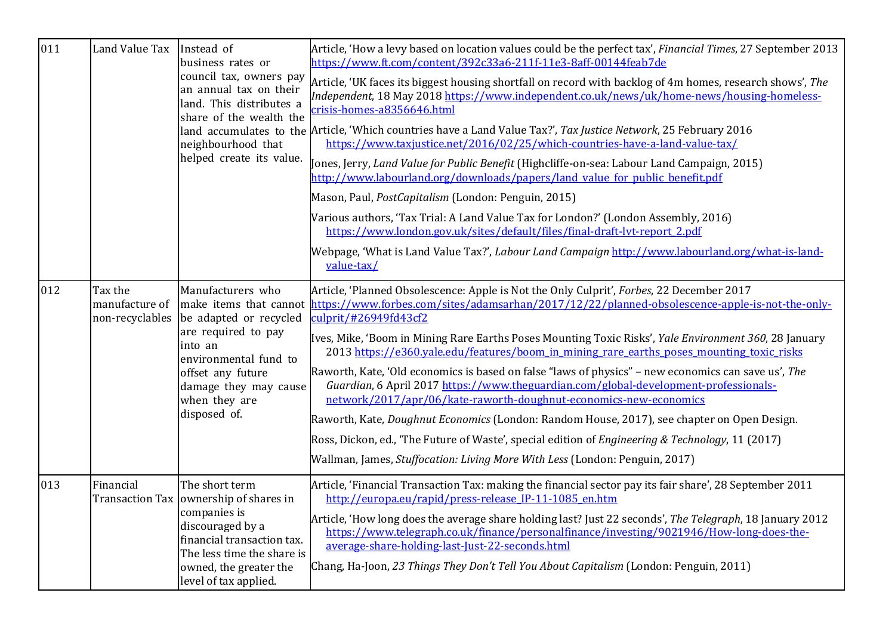| | | | |
|---|---|---|---|
| 011 | Land Value Tax | Instead of business rates or council tax, owners pay an annual tax on their land. This distributes a share of the wealth the land accumulates to the neighbourhood that helped create its value. | Article, 'How a levy based on location values could be the perfect tax', *Financial Times*, 27 September 2013 https://www.ft.com/content/392c33a6-211f-11e3-8aff-00144feab7de<br><br>Article, 'UK faces its biggest housing shortfall on record with backlog of 4m homes, research shows', *The Independent*, 18 May 2018 https://www.independent.co.uk/news/uk/home-news/housing-homeless-crisis-homes-a8356646.html<br><br>Article, 'Which countries have a Land Value Tax?', *Tax Justice Network*, 25 February 2016 https://www.taxjustice.net/2016/02/25/which-countries-have-a-land-value-tax/<br><br>Jones, Jerry, *Land Value for Public Benefit* (Highcliffe-on-sea: Labour Land Campaign, 2015) http://www.labourland.org/downloads/papers/land_value_for_public_benefit.pdf<br><br>Mason, Paul, *PostCapitalism* (London: Penguin, 2015)<br><br>Various authors, 'Tax Trial: A Land Value Tax for London?' (London Assembly, 2016) https://www.london.gov.uk/sites/default/files/final-draft-lvt-report_2.pdf<br><br>Webpage, 'What is Land Value Tax?', *Labour Land Campaign* http://www.labourland.org/what-is-land-value-tax/ |
| 012 | Tax the manufacture of non-recyclables | Manufacturers who make items that cannot be adapted or recycled are required to pay into an environmental fund to offset any future damage they may cause when they are disposed of. | Article, 'Planned Obsolescence: Apple is Not the Only Culprit', *Forbes*, 22 December 2017 https://www.forbes.com/sites/adamsarhan/2017/12/22/planned-obsolescence-apple-is-not-the-only-culprit/#26949fd43cf2<br><br>Ives, Mike, 'Boom in Mining Rare Earths Poses Mounting Toxic Risks', *Yale Environment 360*, 28 January 2013 https://e360.yale.edu/features/boom_in_mining_rare_earths_poses_mounting_toxic_risks<br><br>Raworth, Kate, 'Old economics is based on false "laws of physics" – new economics can save us', *The Guardian*, 6 April 2017 https://www.theguardian.com/global-development-professionals-network/2017/apr/06/kate-raworth-doughnut-economics-new-economics<br><br>Raworth, Kate, *Doughnut Economics* (London: Random House, 2017), see chapter on Open Design.<br><br>Ross, Dickon, ed., 'The Future of Waste', special edition of *Engineering & Technology*, 11 (2017)<br><br>Wallman, James, *Stuffocation: Living More With Less* (London: Penguin, 2017) |
| 013 | Financial Transaction Tax | The short term ownership of shares in companies is discouraged by a financial transaction tax. The less time the share is owned, the greater the level of tax applied. | Article, 'Financial Transaction Tax: making the financial sector pay its fair share', 28 September 2011 http://europa.eu/rapid/press-release_IP-11-1085_en.htm<br><br>Article, 'How long does the average share holding last? Just 22 seconds', *The Telegraph*, 18 January 2012 https://www.telegraph.co.uk/finance/personalfinance/investing/9021946/How-long-does-the-average-share-holding-last-Just-22-seconds.html<br><br>Chang, Ha-Joon, *23 Things They Don't Tell You About Capitalism* (London: Penguin, 2011) |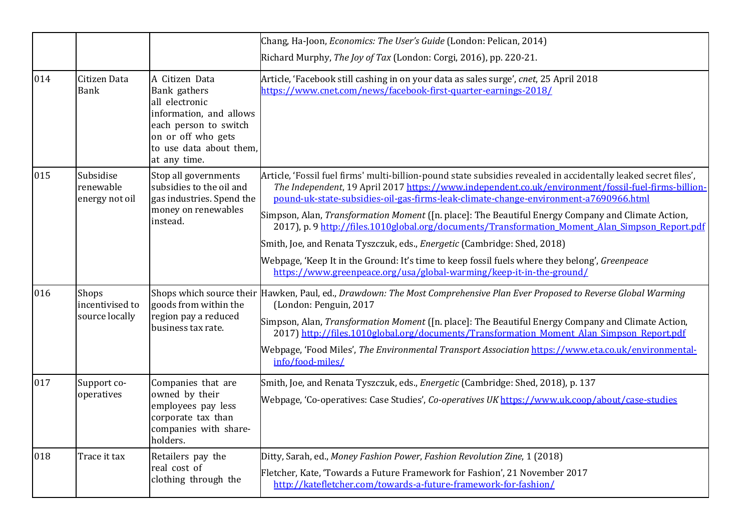| | | | |
|---|---|---|---|
| | | | Chang, Ha-Joon, *Economics: The User's Guide* (London: Pelican, 2014)<br><br>Richard Murphy, *The Joy of Tax* (London: Corgi, 2016), pp. 220-21. |
| 014 | Citizen Data Bank | A Citizen Data Bank gathers all electronic information, and allows each person to switch on or off who gets to use data about them, at any time. | Article, 'Facebook still cashing in on your data as sales surge', *cnet*, 25 April 2018 https://www.cnet.com/news/facebook-first-quarter-earnings-2018/ |
| 015 | Subsidise renewable energy not oil | Stop all governments subsidies to the oil and gas industries. Spend the money on renewables instead. | Article, 'Fossil fuel firms' multi-billion-pound state subsidies revealed in accidentally leaked secret files', *The Independent*, 19 April 2017 https://www.independent.co.uk/environment/fossil-fuel-firms-billion-pound-uk-state-subsidies-oil-gas-firms-leak-climate-change-environment-a7690966.html<br><br>Simpson, Alan, *Transformation Moment* ([n. place]: The Beautiful Energy Company and Climate Action, 2017), p. 9 http://files.1010global.org/documents/Transformation_Moment_Alan_Simpson_Report.pdf<br><br>Smith, Joe, and Renata Tyszczuk, eds., *Energetic* (Cambridge: Shed, 2018)<br><br>Webpage, 'Keep It in the Ground: It's time to keep fossil fuels where they belong', *Greenpeace* https://www.greenpeace.org/usa/global-warming/keep-it-in-the-ground/ |
| 016 | Shops incentivised to source locally | Shops which source their goods from within the region pay a reduced business tax rate. | Hawken, Paul, ed., *Drawdown: The Most Comprehensive Plan Ever Proposed to Reverse Global Warming* (London: Penguin, 2017<br><br>Simpson, Alan, *Transformation Moment* ([n. place]: The Beautiful Energy Company and Climate Action, 2017) http://files.1010global.org/documents/Transformation_Moment_Alan_Simpson_Report.pdf<br><br>Webpage, 'Food Miles', *The Environmental Transport Association* https://www.eta.co.uk/environmental-info/food-miles/ |
| 017 | Support co-operatives | Companies that are owned by their employees pay less corporate tax than companies with share-holders. | Smith, Joe, and Renata Tyszczuk, eds., *Energetic* (Cambridge: Shed, 2018), p. 137<br><br>Webpage, 'Co-operatives: Case Studies', *Co-operatives UK* https://www.uk.coop/about/case-studies |
| 018 | Trace it tax | Retailers pay the real cost of clothing through the | Ditty, Sarah, ed., *Money Fashion Power*, *Fashion Revolution Zine*, 1 (2018)<br><br>Fletcher, Kate, 'Towards a Future Framework for Fashion', 21 November 2017 http://katefletcher.com/towards-a-future-framework-for-fashion/ |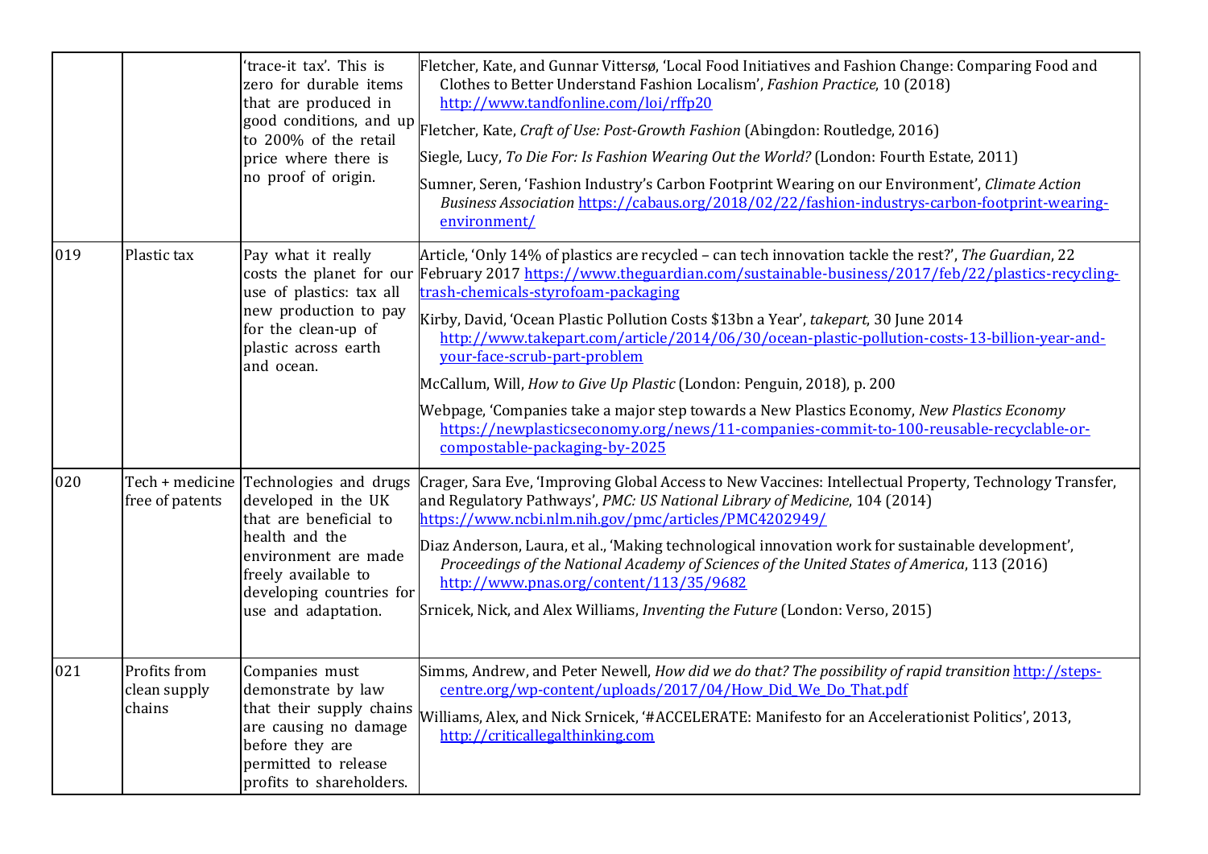| | | | |
|---|---|---|---|
| | | 'trace-it tax'. This is zero for durable items that are produced in good conditions, and up to 200% of the retail price where there is no proof of origin. | Fletcher, Kate, and Gunnar Vittersø, 'Local Food Initiatives and Fashion Change: Comparing Food and Clothes to Better Understand Fashion Localism', *Fashion Practice*, 10 (2018) http://www.tandfonline.com/loi/rffp20<br>Fletcher, Kate, *Craft of Use: Post-Growth Fashion* (Abingdon: Routledge, 2016)<br>Siegle, Lucy, *To Die For: Is Fashion Wearing Out the World?* (London: Fourth Estate, 2011)<br>Sumner, Seren, 'Fashion Industry's Carbon Footprint Wearing on our Environment', *Climate Action Business Association* https://cabaus.org/2018/02/22/fashion-industrys-carbon-footprint-wearing-environment/ |
| 019 | Plastic tax | Pay what it really costs the planet for our use of plastics: tax all new production to pay for the clean-up of plastic across earth and ocean. | Article, 'Only 14% of plastics are recycled – can tech innovation tackle the rest?', *The Guardian*, 22 February 2017 https://www.theguardian.com/sustainable-business/2017/feb/22/plastics-recycling-trash-chemicals-styrofoam-packaging<br>Kirby, David, 'Ocean Plastic Pollution Costs $13bn a Year', *takepart*, 30 June 2014 http://www.takepart.com/article/2014/06/30/ocean-plastic-pollution-costs-13-billion-year-and-your-face-scrub-part-problem<br>McCallum, Will, *How to Give Up Plastic* (London: Penguin, 2018), p. 200<br>Webpage, 'Companies take a major step towards a New Plastics Economy, *New Plastics Economy* https://newplasticseconomy.org/news/11-companies-commit-to-100-reusable-recyclable-or-compostable-packaging-by-2025 |
| 020 | Tech + medicine free of patents | Technologies and drugs developed in the UK that are beneficial to health and the environment are made freely available to developing countries for use and adaptation. | Crager, Sara Eve, 'Improving Global Access to New Vaccines: Intellectual Property, Technology Transfer, and Regulatory Pathways', *PMC: US National Library of Medicine*, 104 (2014) https://www.ncbi.nlm.nih.gov/pmc/articles/PMC4202949/<br>Diaz Anderson, Laura, et al., 'Making technological innovation work for sustainable development', *Proceedings of the National Academy of Sciences of the United States of America*, 113 (2016) http://www.pnas.org/content/113/35/9682<br>Srnicek, Nick, and Alex Williams, *Inventing the Future* (London: Verso, 2015) |
| 021 | Profits from clean supply chains | Companies must demonstrate by law that their supply chains are causing no damage before they are permitted to release profits to shareholders. | Simms, Andrew, and Peter Newell, *How did we do that? The possibility of rapid transition* http://steps-centre.org/wp-content/uploads/2017/04/How_Did_We_Do_That.pdf<br>Williams, Alex, and Nick Srnicek, '#ACCELERATE: Manifesto for an Accelerationist Politics', 2013, http://criticallegalthinking.com |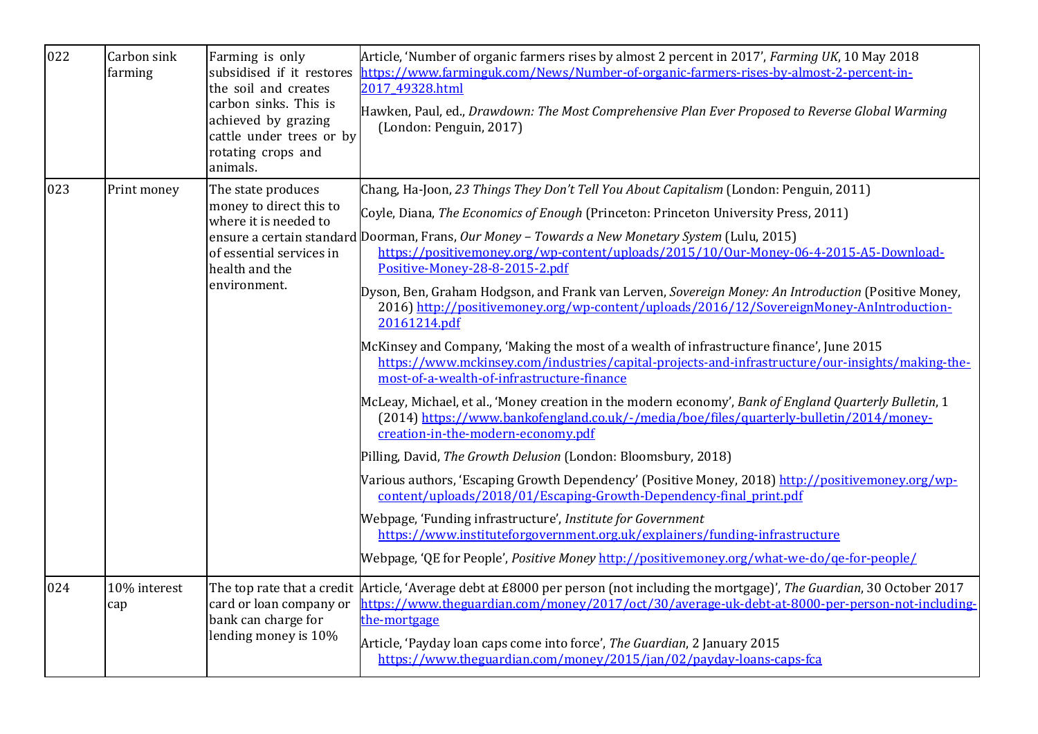| 022 | Carbon sink farming | Farming is only subsidised if it restores the soil and creates carbon sinks. This is achieved by grazing cattle under trees or by rotating crops and animals. | Article, 'Number of organic farmers rises by almost 2 percent in 2017', *Farming UK*, 10 May 2018 https://www.farminguk.com/News/Number-of-organic-farmers-rises-by-almost-2-percent-in-2017_49328.html<br><br>Hawken, Paul, ed., *Drawdown: The Most Comprehensive Plan Ever Proposed to Reverse Global Warming* (London: Penguin, 2017) |
|---|---|---|---|
| 023 | Print money | The state produces money to direct this to where it is needed to ensure a certain standard of essential services in health and the environment. | Chang, Ha-Joon, *23 Things They Don't Tell You About Capitalism* (London: Penguin, 2011)<br><br>Coyle, Diana, *The Economics of Enough* (Princeton: Princeton University Press, 2011)<br><br>Doorman, Frans, *Our Money – Towards a New Monetary System* (Lulu, 2015) https://positivemoney.org/wp-content/uploads/2015/10/Our-Money-06-4-2015-A5-Download-Positive-Money-28-8-2015-2.pdf<br><br>Dyson, Ben, Graham Hodgson, and Frank van Lerven, *Sovereign Money: An Introduction* (Positive Money, 2016) http://positivemoney.org/wp-content/uploads/2016/12/SovereignMoney-AnIntroduction-20161214.pdf<br><br>McKinsey and Company, 'Making the most of a wealth of infrastructure finance', June 2015 https://www.mckinsey.com/industries/capital-projects-and-infrastructure/our-insights/making-the-most-of-a-wealth-of-infrastructure-finance<br><br>McLeay, Michael, et al., 'Money creation in the modern economy', *Bank of England Quarterly Bulletin*, 1 (2014) https://www.bankofengland.co.uk/-/media/boe/files/quarterly-bulletin/2014/money-creation-in-the-modern-economy.pdf<br><br>Pilling, David, *The Growth Delusion* (London: Bloomsbury, 2018)<br><br>Various authors, 'Escaping Growth Dependency' (Positive Money, 2018) http://positivemoney.org/wp-content/uploads/2018/01/Escaping-Growth-Dependency-final_print.pdf<br><br>Webpage, 'Funding infrastructure', *Institute for Government* https://www.instituteforgovernment.org.uk/explainers/funding-infrastructure<br><br>Webpage, 'QE for People', *Positive Money* http://positivemoney.org/what-we-do/qe-for-people/ |
| 024 | 10% interest cap | The top rate that a credit card or loan company or bank can charge for lending money is 10% | Article, 'Average debt at £8000 per person (not including the mortgage)', *The Guardian*, 30 October 2017 https://www.theguardian.com/money/2017/oct/30/average-uk-debt-at-8000-per-person-not-including-the-mortgage<br><br>Article, 'Payday loan caps come into force', *The Guardian*, 2 January 2015 https://www.theguardian.com/money/2015/jan/02/payday-loans-caps-fca |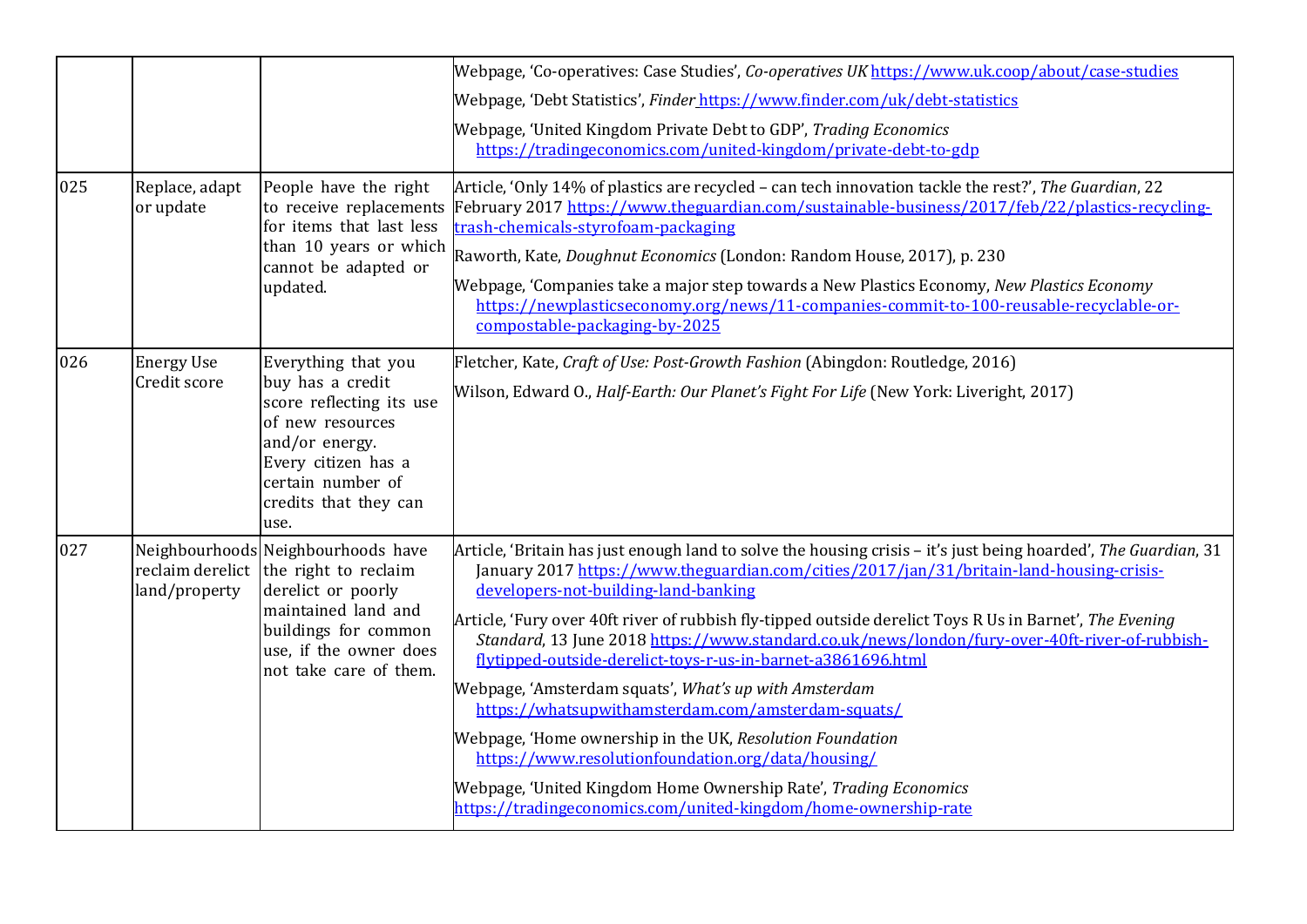| | | | |
|---|---|---|---|
| | | | Webpage, 'Co-operatives: Case Studies', *Co-operatives UK* https://www.uk.coop/about/case-studies<br>Webpage, 'Debt Statistics', *Finder* https://www.finder.com/uk/debt-statistics<br>Webpage, 'United Kingdom Private Debt to GDP', *Trading Economics* https://tradingeconomics.com/united-kingdom/private-debt-to-gdp |
| 025 | Replace, adapt or update | People have the right to receive replacements for items that last less than 10 years or which cannot be adapted or updated. | Article, 'Only 14% of plastics are recycled – can tech innovation tackle the rest?', *The Guardian*, 22 February 2017 https://www.theguardian.com/sustainable-business/2017/feb/22/plastics-recycling-trash-chemicals-styrofoam-packaging<br>Raworth, Kate, *Doughnut Economics* (London: Random House, 2017), p. 230<br>Webpage, 'Companies take a major step towards a New Plastics Economy, *New Plastics Economy* https://newplasticseconomy.org/news/11-companies-commit-to-100-reusable-recyclable-or-compostable-packaging-by-2025 |
| 026 | Energy Use Credit score | Everything that you buy has a credit score reflecting its use of new resources and/or energy. Every citizen has a certain number of credits that they can use. | Fletcher, Kate, *Craft of Use: Post-Growth Fashion* (Abingdon: Routledge, 2016)<br>Wilson, Edward O., *Half-Earth: Our Planet's Fight For Life* (New York: Liveright, 2017) |
| 027 | Neighbourhoods reclaim derelict land/property | Neighbourhoods have the right to reclaim derelict or poorly maintained land and buildings for common use, if the owner does not take care of them. | Article, 'Britain has just enough land to solve the housing crisis – it's just being hoarded', *The Guardian*, 31 January 2017 https://www.theguardian.com/cities/2017/jan/31/britain-land-housing-crisis-developers-not-building-land-banking<br>Article, 'Fury over 40ft river of rubbish fly-tipped outside derelict Toys R Us in Barnet', *The Evening Standard*, 13 June 2018 https://www.standard.co.uk/news/london/fury-over-40ft-river-of-rubbish-flytipped-outside-derelict-toys-r-us-in-barnet-a3861696.html<br>Webpage, 'Amsterdam squats', *What's up with Amsterdam* https://whatsupwithamsterdam.com/amsterdam-squats/<br>Webpage, 'Home ownership in the UK, *Resolution Foundation* https://www.resolutionfoundation.org/data/housing/<br>Webpage, 'United Kingdom Home Ownership Rate', *Trading Economics* https://tradingeconomics.com/united-kingdom/home-ownership-rate |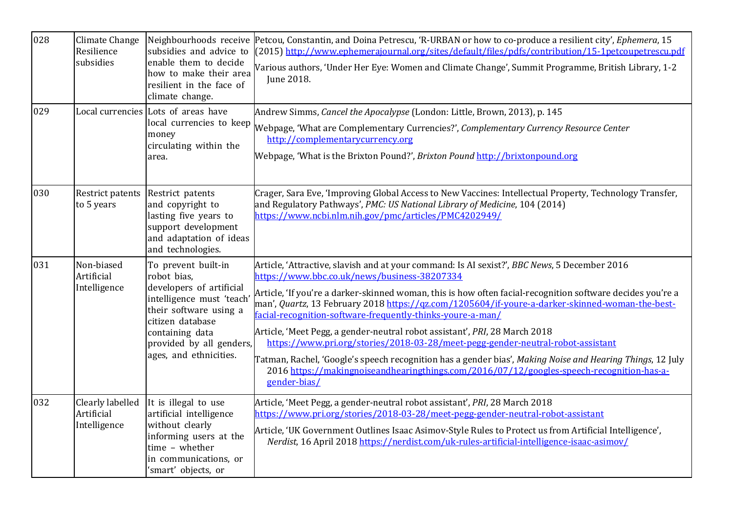| | | | |
|---|---|---|---|
| 028 | Climate Change Resilience subsidies | Neighbourhoods receive subsidies and advice to enable them to decide how to make their area resilient in the face of climate change. | Petcou, Constantin, and Doina Petrescu, 'R-URBAN or how to co-produce a resilient city', *Ephemera*, 15 (2015) http://www.ephemerajournal.org/sites/default/files/pdfs/contribution/15-1petcoupetrescu.pdf<br>Various authors, 'Under Her Eye: Women and Climate Change', Summit Programme, British Library, 1-2 June 2018. |
| 029 | Local currencies | Lots of areas have local currencies to keep money circulating within the area. | Andrew Simms, *Cancel the Apocalypse* (London: Little, Brown, 2013), p. 145<br>Webpage, 'What are Complementary Currencies?', *Complementary Currency Resource Center* http://complementarycurrency.org<br>Webpage, 'What is the Brixton Pound?', *Brixton Pound* http://brixtonpound.org |
| 030 | Restrict patents to 5 years | Restrict patents and copyright to lasting five years to support development and adaptation of ideas and technologies. | Crager, Sara Eve, 'Improving Global Access to New Vaccines: Intellectual Property, Technology Transfer, and Regulatory Pathways', *PMC: US National Library of Medicine*, 104 (2014) https://www.ncbi.nlm.nih.gov/pmc/articles/PMC4202949/ |
| 031 | Non-biased Artificial Intelligence | To prevent built-in robot bias, developers of artificial intelligence must 'teach' their software using a citizen database containing data provided by all genders, ages, and ethnicities. | Article, 'Attractive, slavish and at your command: Is AI sexist?', *BBC News*, 5 December 2016 https://www.bbc.co.uk/news/business-38207334<br>Article, 'If you're a darker-skinned woman, this is how often facial-recognition software decides you're a man', *Quartz*, 13 February 2018 https://qz.com/1205604/if-youre-a-darker-skinned-woman-the-best-facial-recognition-software-frequently-thinks-youre-a-man/<br>Article, 'Meet Pegg, a gender-neutral robot assistant', *PRI*, 28 March 2018 https://www.pri.org/stories/2018-03-28/meet-pegg-gender-neutral-robot-assistant<br>Tatman, Rachel, 'Google's speech recognition has a gender bias', *Making Noise and Hearing Things*, 12 July 2016 https://makingnoiseandhearingthings.com/2016/07/12/googles-speech-recognition-has-a-gender-bias/ |
| 032 | Clearly labelled Artificial Intelligence | It is illegal to use artificial intelligence without clearly informing users at the time – whether in communications, or 'smart' objects, or | Article, 'Meet Pegg, a gender-neutral robot assistant', *PRI*, 28 March 2018 https://www.pri.org/stories/2018-03-28/meet-pegg-gender-neutral-robot-assistant<br>Article, 'UK Government Outlines Isaac Asimov-Style Rules to Protect us from Artificial Intelligence', *Nerdist*, 16 April 2018 https://nerdist.com/uk-rules-artificial-intelligence-isaac-asimov/ |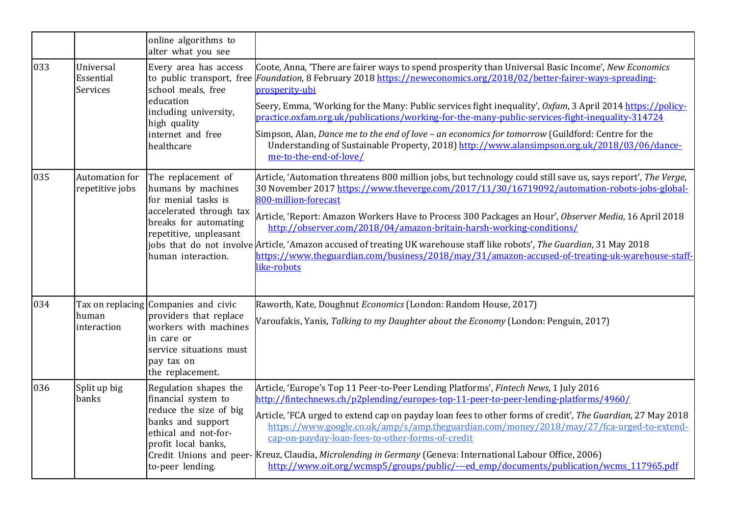|  |  |  |  |
|---|---|---|---|
|  |  | online algorithms to alter what you see |  |
| 033 | Universal Essential Services | Every area has access to public transport, free school meals, free education including university, high quality internet and free healthcare | Coote, Anna, 'There are fairer ways to spend prosperity than Universal Basic Income', *New Economics Foundation*, 8 February 2018 https://neweconomics.org/2018/02/better-fairer-ways-spreading-prosperity-ubi<br><br>Seery, Emma, 'Working for the Many: Public services fight inequality', *Oxfam*, 3 April 2014 https://policy-practice.oxfam.org.uk/publications/working-for-the-many-public-services-fight-inequality-314724<br><br>Simpson, Alan, *Dance me to the end of love – an economics for tomorrow* (Guildford: Centre for the Understanding of Sustainable Property, 2018) http://www.alansimpson.org.uk/2018/03/06/dance-me-to-the-end-of-love/ |
| 035 | Automation for repetitive jobs | The replacement of humans by machines for menial tasks is accelerated through tax breaks for automating repetitive, unpleasant jobs that do not involve human interaction. | Article, 'Automation threatens 800 million jobs, but technology could still save us, says report', *The Verge*, 30 November 2017 https://www.theverge.com/2017/11/30/16719092/automation-robots-jobs-global-800-million-forecast<br><br>Article, 'Report: Amazon Workers Have to Process 300 Packages an Hour', *Observer Media*, 16 April 2018 http://observer.com/2018/04/amazon-britain-harsh-working-conditions/<br><br>Article, 'Amazon accused of treating UK warehouse staff like robots', *The Guardian*, 31 May 2018 https://www.theguardian.com/business/2018/may/31/amazon-accused-of-treating-uk-warehouse-staff-like-robots |
| 034 | Tax on replacing human interaction | Companies and civic providers that replace workers with machines in care or service situations must pay tax on the replacement. | Raworth, Kate, Doughnut *Economics* (London: Random House, 2017)<br><br>Varoufakis, Yanis, *Talking to my Daughter about the Economy* (London: Penguin, 2017) |
| 036 | Split up big banks | Regulation shapes the financial system to reduce the size of big banks and support ethical and not-for-profit local banks, Credit Unions and peer-to-peer lending. | Article, 'Europe's Top 11 Peer-to-Peer Lending Platforms', *Fintech News*, 1 July 2016 http://fintechnews.ch/p2plending/europes-top-11-peer-to-peer-lending-platforms/4960/<br><br>Article, 'FCA urged to extend cap on payday loan fees to other forms of credit', *The Guardian*, 27 May 2018 https://www.google.co.uk/amp/s/amp.theguardian.com/money/2018/may/27/fca-urged-to-extend-cap-on-payday-loan-fees-to-other-forms-of-credit<br><br>Kreuz, Claudia, *Microlending in Germany* (Geneva: International Labour Office, 2006) http://www.oit.org/wcmsp5/groups/public/---ed_emp/documents/publication/wcms_117965.pdf |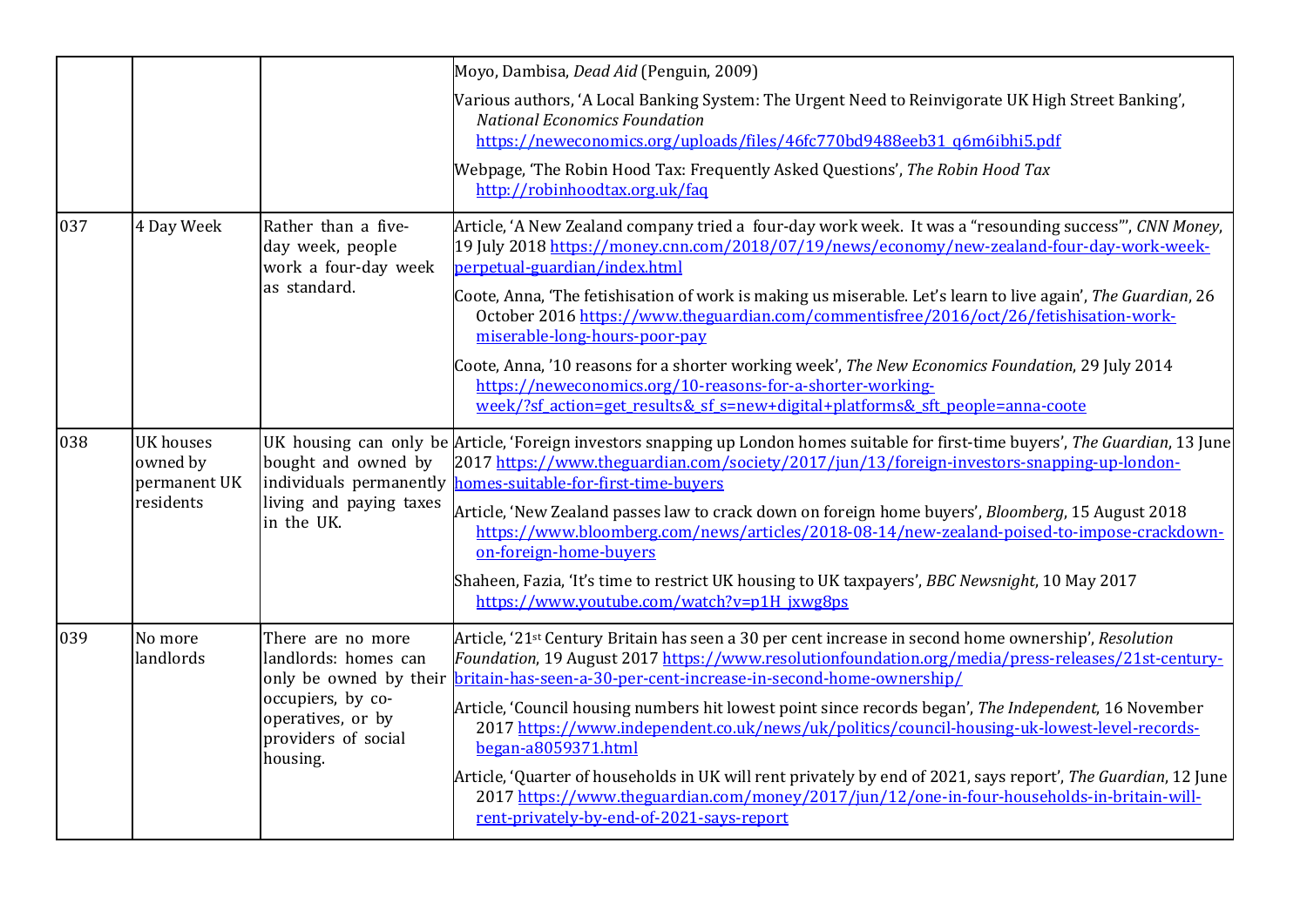| | | | |
|---|---|---|---|
| | | | Moyo, Dambisa, *Dead Aid* (Penguin, 2009)<br><br>Various authors, 'A Local Banking System: The Urgent Need to Reinvigorate UK High Street Banking', *National Economics Foundation* https://neweconomics.org/uploads/files/46fc770bd9488eeb31_q6m6ibhi5.pdf<br><br>Webpage, 'The Robin Hood Tax: Frequently Asked Questions', *The Robin Hood Tax* http://robinhoodtax.org.uk/faq |
| 037 | 4 Day Week | Rather than a five-day week, people work a four-day week as standard. | Article, 'A New Zealand company tried a four-day work week. It was a "resounding success"', *CNN Money*, 19 July 2018 https://money.cnn.com/2018/07/19/news/economy/new-zealand-four-day-work-week-perpetual-guardian/index.html<br><br>Coote, Anna, 'The fetishisation of work is making us miserable. Let's learn to live again', *The Guardian*, 26 October 2016 https://www.theguardian.com/commentisfree/2016/oct/26/fetishisation-work-miserable-long-hours-poor-pay<br><br>Coote, Anna, '10 reasons for a shorter working week', *The New Economics Foundation*, 29 July 2014 https://neweconomics.org/10-reasons-for-a-shorter-working-week/?sf_action=get_results&_sf_s=new+digital+platforms&_sft_people=anna-coote |
| 038 | UK houses owned by permanent UK residents | UK housing can only be bought and owned by individuals permanently living and paying taxes in the UK. | Article, 'Foreign investors snapping up London homes suitable for first-time buyers', *The Guardian*, 13 June 2017 https://www.theguardian.com/society/2017/jun/13/foreign-investors-snapping-up-london-homes-suitable-for-first-time-buyers<br><br>Article, 'New Zealand passes law to crack down on foreign home buyers', *Bloomberg*, 15 August 2018 https://www.bloomberg.com/news/articles/2018-08-14/new-zealand-poised-to-impose-crackdown-on-foreign-home-buyers<br><br>Shaheen, Fazia, 'It's time to restrict UK housing to UK taxpayers', *BBC Newsnight*, 10 May 2017 https://www.youtube.com/watch?v=p1H_jxwg8ps |
| 039 | No more landlords | There are no more landlords: homes can only be owned by their occupiers, by co-operatives, or by providers of social housing. | Article, '21st Century Britain has seen a 30 per cent increase in second home ownership', *Resolution Foundation*, 19 August 2017 https://www.resolutionfoundation.org/media/press-releases/21st-century-britain-has-seen-a-30-per-cent-increase-in-second-home-ownership/<br><br>Article, 'Council housing numbers hit lowest point since records began', *The Independent*, 16 November 2017 https://www.independent.co.uk/news/uk/politics/council-housing-uk-lowest-level-records-began-a8059371.html<br><br>Article, 'Quarter of households in UK will rent privately by end of 2021, says report', *The Guardian*, 12 June 2017 https://www.theguardian.com/money/2017/jun/12/one-in-four-households-in-britain-will-rent-privately-by-end-of-2021-says-report |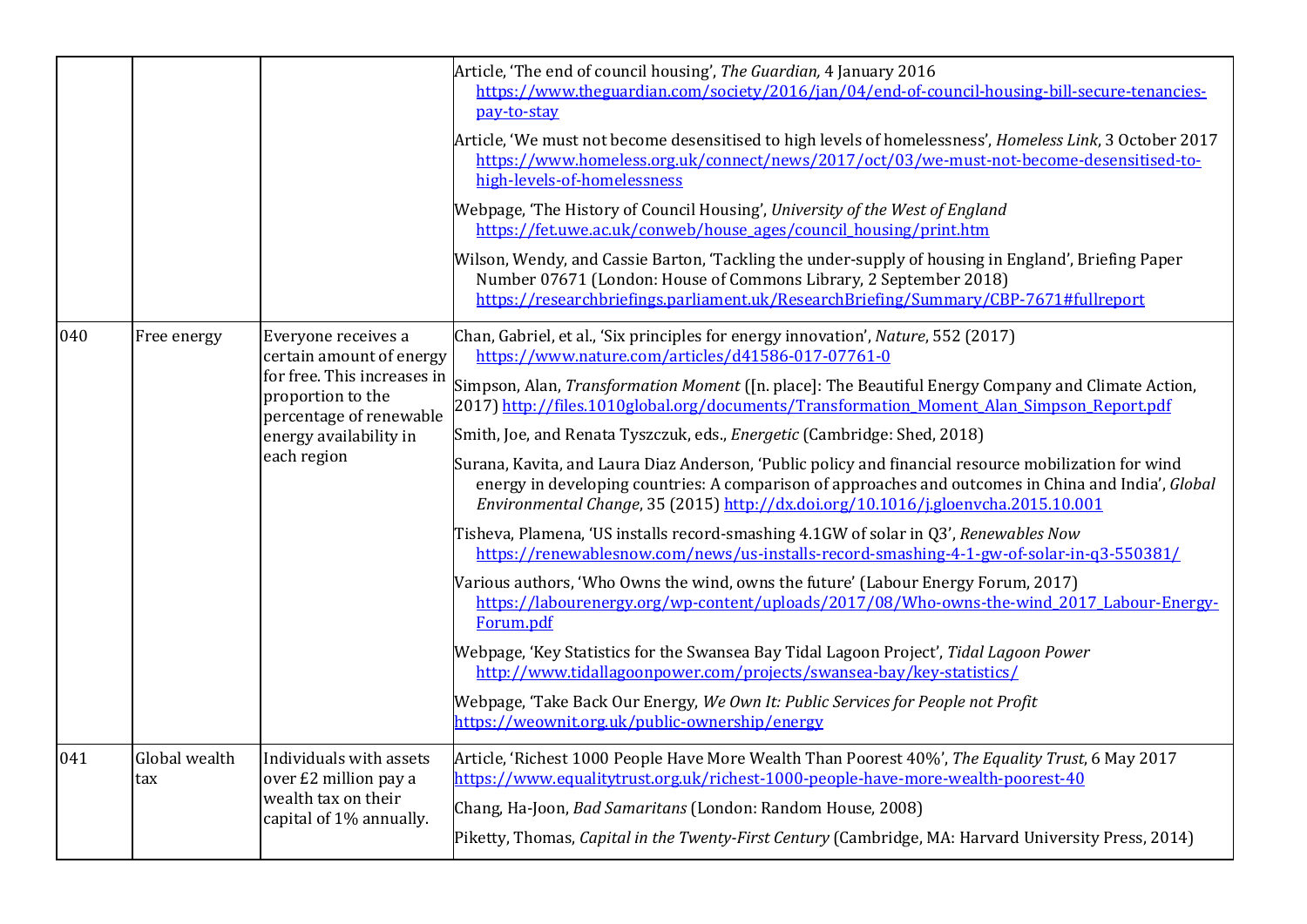| | | | |
|---|---|---|---|
| | | | Article, 'The end of council housing', *The Guardian*, 4 January 2016 https://www.theguardian.com/society/2016/jan/04/end-of-council-housing-bill-secure-tenancies-pay-to-stay<br><br>Article, 'We must not become desensitised to high levels of homelessness', *Homeless Link*, 3 October 2017 https://www.homeless.org.uk/connect/news/2017/oct/03/we-must-not-become-desensitised-to-high-levels-of-homelessness<br><br>Webpage, 'The History of Council Housing', *University of the West of England* https://fet.uwe.ac.uk/conweb/house_ages/council_housing/print.htm<br><br>Wilson, Wendy, and Cassie Barton, 'Tackling the under-supply of housing in England', Briefing Paper Number 07671 (London: House of Commons Library, 2 September 2018) https://researchbriefings.parliament.uk/ResearchBriefing/Summary/CBP-7671#fullreport |
| 040 | Free energy | Everyone receives a certain amount of energy for free. This increases in proportion to the percentage of renewable energy availability in each region | Chan, Gabriel, et al., 'Six principles for energy innovation', *Nature*, 552 (2017) https://www.nature.com/articles/d41586-017-07761-0<br><br>Simpson, Alan, *Transformation Moment* ([n. place]: The Beautiful Energy Company and Climate Action, 2017) http://files.1010global.org/documents/Transformation_Moment_Alan_Simpson_Report.pdf<br><br>Smith, Joe, and Renata Tyszczuk, eds., *Energetic* (Cambridge: Shed, 2018)<br><br>Surana, Kavita, and Laura Diaz Anderson, 'Public policy and financial resource mobilization for wind energy in developing countries: A comparison of approaches and outcomes in China and India', *Global Environmental Change*, 35 (2015) http://dx.doi.org/10.1016/j.gloenvcha.2015.10.001<br><br>Tisheva, Plamena, 'US installs record-smashing 4.1GW of solar in Q3', *Renewables Now* https://renewablesnow.com/news/us-installs-record-smashing-4-1-gw-of-solar-in-q3-550381/<br><br>Various authors, 'Who Owns the wind, owns the future' (Labour Energy Forum, 2017) https://labourenergy.org/wp-content/uploads/2017/08/Who-owns-the-wind_2017_Labour-Energy-Forum.pdf<br><br>Webpage, 'Key Statistics for the Swansea Bay Tidal Lagoon Project', *Tidal Lagoon Power* http://www.tidallagoonpower.com/projects/swansea-bay/key-statistics/<br><br>Webpage, 'Take Back Our Energy, *We Own It: Public Services for People not Profit* https://weownit.org.uk/public-ownership/energy |
| 041 | Global wealth tax | Individuals with assets over £2 million pay a wealth tax on their capital of 1% annually. | Article, 'Richest 1000 People Have More Wealth Than Poorest 40%', *The Equality Trust*, 6 May 2017 https://www.equalitytrust.org.uk/richest-1000-people-have-more-wealth-poorest-40<br><br>Chang, Ha-Joon, *Bad Samaritans* (London: Random House, 2008)<br><br>Piketty, Thomas, *Capital in the Twenty-First Century* (Cambridge, MA: Harvard University Press, 2014) |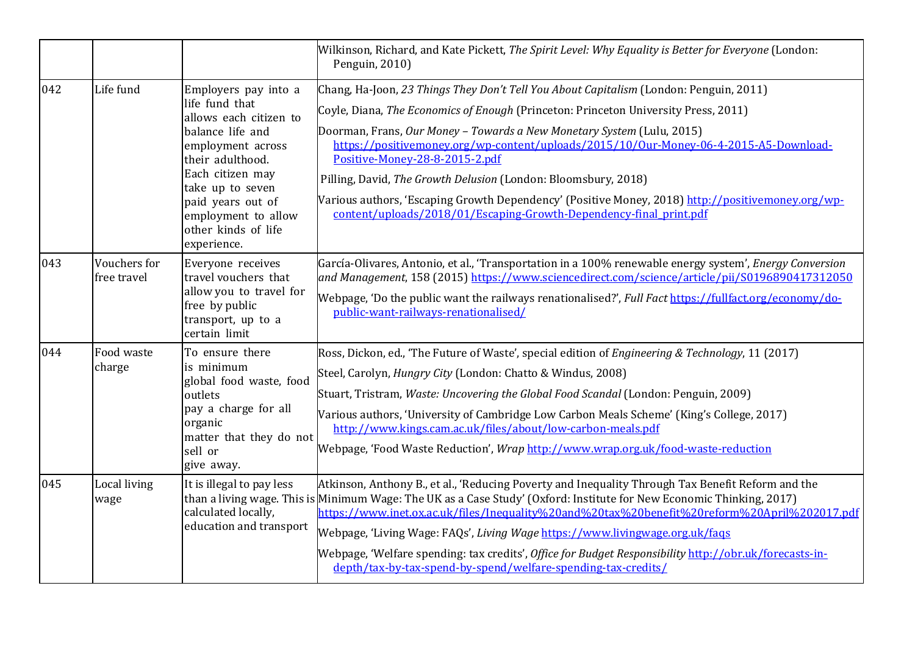| | | | |
|---|---|---|---|
| | | | Wilkinson, Richard, and Kate Pickett, *The Spirit Level: Why Equality is Better for Everyone* (London: Penguin, 2010) |
| 042 | Life fund | Employers pay into a life fund that allows each citizen to balance life and employment across their adulthood. Each citizen may take up to seven paid years out of employment to allow other kinds of life experience. | Chang, Ha-Joon, *23 Things They Don't Tell You About Capitalism* (London: Penguin, 2011)<br>Coyle, Diana, *The Economics of Enough* (Princeton: Princeton University Press, 2011)<br>Doorman, Frans, *Our Money – Towards a New Monetary System* (Lulu, 2015) https://positivemoney.org/wp-content/uploads/2015/10/Our-Money-06-4-2015-A5-Download-Positive-Money-28-8-2015-2.pdf<br>Pilling, David, *The Growth Delusion* (London: Bloomsbury, 2018)<br>Various authors, 'Escaping Growth Dependency' (Positive Money, 2018) http://positivemoney.org/wp-content/uploads/2018/01/Escaping-Growth-Dependency-final_print.pdf |
| 043 | Vouchers for free travel | Everyone receives travel vouchers that allow you to travel for free by public transport, up to a certain limit | García-Olivares, Antonio, et al., 'Transportation in a 100% renewable energy system', *Energy Conversion and Management*, 158 (2015) https://www.sciencedirect.com/science/article/pii/S0196890417312050<br>Webpage, 'Do the public want the railways renationalised?', *Full Fact* https://fullfact.org/economy/do-public-want-railways-renationalised/ |
| 044 | Food waste charge | To ensure there is minimum global food waste, food outlets pay a charge for all organic matter that they do not sell or give away. | Ross, Dickon, ed., 'The Future of Waste', special edition of *Engineering & Technology*, 11 (2017)<br>Steel, Carolyn, *Hungry City* (London: Chatto & Windus, 2008)<br>Stuart, Tristram, *Waste: Uncovering the Global Food Scandal* (London: Penguin, 2009)<br>Various authors, 'University of Cambridge Low Carbon Meals Scheme' (King's College, 2017) http://www.kings.cam.ac.uk/files/about/low-carbon-meals.pdf<br>Webpage, 'Food Waste Reduction', *Wrap* http://www.wrap.org.uk/food-waste-reduction |
| 045 | Local living wage | It is illegal to pay less than a living wage. This is calculated locally, education and transport | Atkinson, Anthony B., et al., 'Reducing Poverty and Inequality Through Tax Benefit Reform and the Minimum Wage: The UK as a Case Study' (Oxford: Institute for New Economic Thinking, 2017) https://www.inet.ox.ac.uk/files/Inequality%20and%20tax%20benefit%20reform%20April%202017.pdf<br>Webpage, 'Living Wage: FAQs', *Living Wage* https://www.livingwage.org.uk/faqs<br>Webpage, 'Welfare spending: tax credits', *Office for Budget Responsibility* http://obr.uk/forecasts-in-depth/tax-by-tax-spend-by-spend/welfare-spending-tax-credits/ |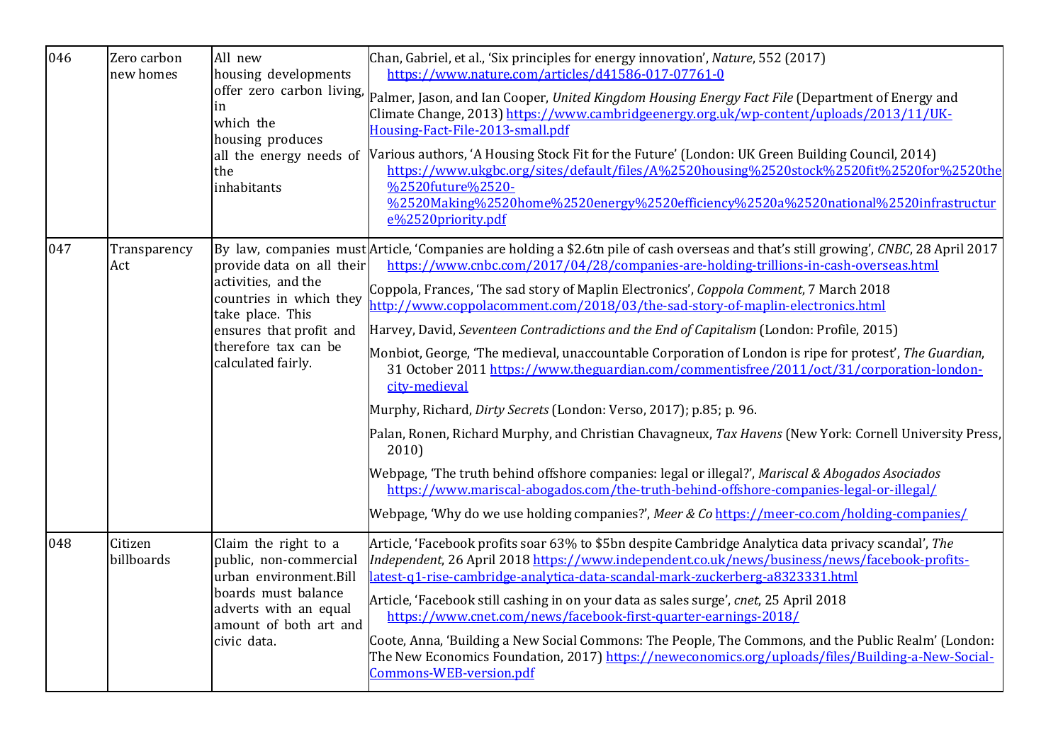| 046 | Zero carbon new homes | All new housing developments offer zero carbon living, in which the housing produces all the energy needs of the inhabitants | Chan, Gabriel, et al., 'Six principles for energy innovation', *Nature*, 552 (2017) https://www.nature.com/articles/d41586-017-07761-0<br><br>Palmer, Jason, and Ian Cooper, *United Kingdom Housing Energy Fact File* (Department of Energy and Climate Change, 2013) https://www.cambridgeenergy.org.uk/wp-content/uploads/2013/11/UK-Housing-Fact-File-2013-small.pdf<br><br>Various authors, 'A Housing Stock Fit for the Future' (London: UK Green Building Council, 2014) https://www.ukgbc.org/sites/default/files/A%2520housing%2520stock%2520fit%2520for%2520the%2520future%2520-%2520Making%2520home%2520energy%2520efficiency%2520a%2520national%2520infrastructure%2520priority.pdf |
|---|---|---|---|
| 047 | Transparency Act | By law, companies must provide data on all their activities, and the countries in which they take place. This ensures that profit and therefore tax can be calculated fairly. | Article, 'Companies are holding a $2.6tn pile of cash overseas and that's still growing', *CNBC*, 28 April 2017 https://www.cnbc.com/2017/04/28/companies-are-holding-trillions-in-cash-overseas.html<br><br>Coppola, Frances, 'The sad story of Maplin Electronics', *Coppola Comment*, 7 March 2018 http://www.coppolacomment.com/2018/03/the-sad-story-of-maplin-electronics.html<br><br>Harvey, David, *Seventeen Contradictions and the End of Capitalism* (London: Profile, 2015)<br><br>Monbiot, George, 'The medieval, unaccountable Corporation of London is ripe for protest', *The Guardian*, 31 October 2011 https://www.theguardian.com/commentisfree/2011/oct/31/corporation-london-city-medieval<br><br>Murphy, Richard, *Dirty Secrets* (London: Verso, 2017); p.85; p. 96.<br><br>Palan, Ronen, Richard Murphy, and Christian Chavagneux, *Tax Havens* (New York: Cornell University Press, 2010)<br><br>Webpage, 'The truth behind offshore companies: legal or illegal?', *Mariscal & Abogados Asociados* https://www.mariscal-abogados.com/the-truth-behind-offshore-companies-legal-or-illegal/<br><br>Webpage, 'Why do we use holding companies?', *Meer & Co* https://meer-co.com/holding-companies/ |
| 048 | Citizen billboards | Claim the right to a public, non-commercial urban environment.Bill boards must balance adverts with an equal amount of both art and civic data. | Article, 'Facebook profits soar 63% to $5bn despite Cambridge Analytica data privacy scandal', *The Independent*, 26 April 2018 https://www.independent.co.uk/news/business/news/facebook-profits-latest-q1-rise-cambridge-analytica-data-scandal-mark-zuckerberg-a8323331.html<br><br>Article, 'Facebook still cashing in on your data as sales surge', *cnet*, 25 April 2018 https://www.cnet.com/news/facebook-first-quarter-earnings-2018/<br><br>Coote, Anna, 'Building a New Social Commons: The People, The Commons, and the Public Realm' (London: The New Economics Foundation, 2017) https://neweconomics.org/uploads/files/Building-a-New-Social-Commons-WEB-version.pdf |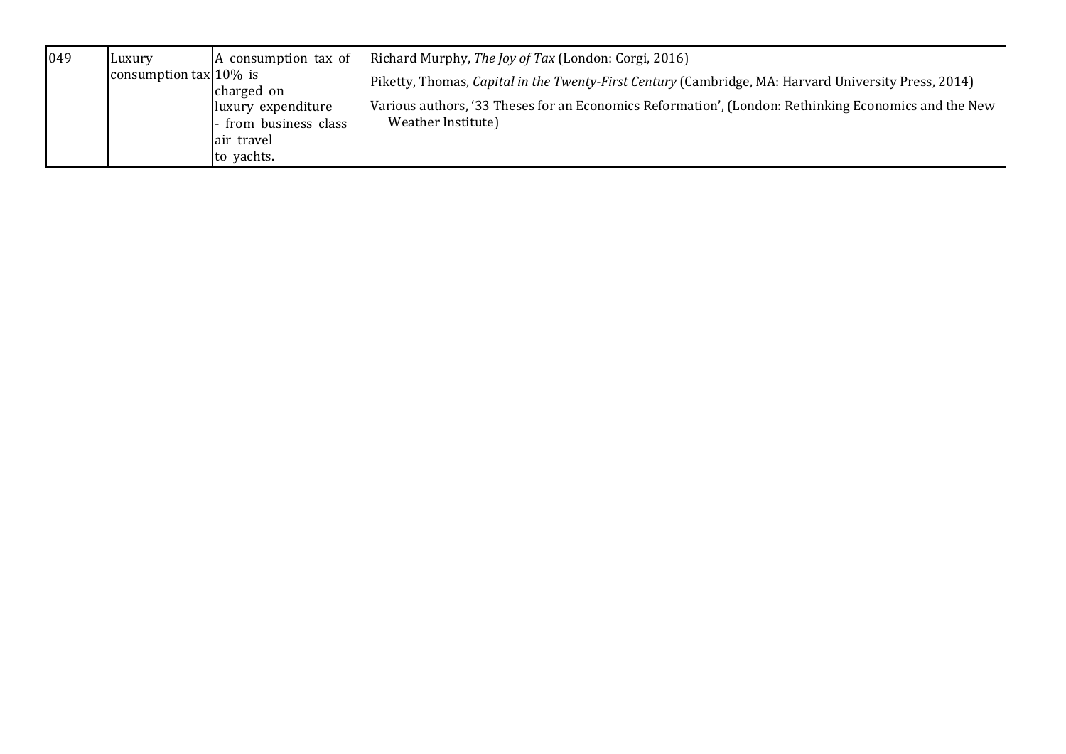| | | | |
|---|---|---|---|
| 049 | Luxury consumption tax | A consumption tax of 10% is charged on luxury expenditure - from business class air travel to yachts. | Richard Murphy, *The Joy of Tax* (London: Corgi, 2016)<br>Piketty, Thomas, *Capital in the Twenty-First Century* (Cambridge, MA: Harvard University Press, 2014)<br>Various authors, '33 Theses for an Economics Reformation', (London: Rethinking Economics and the New Weather Institute) |